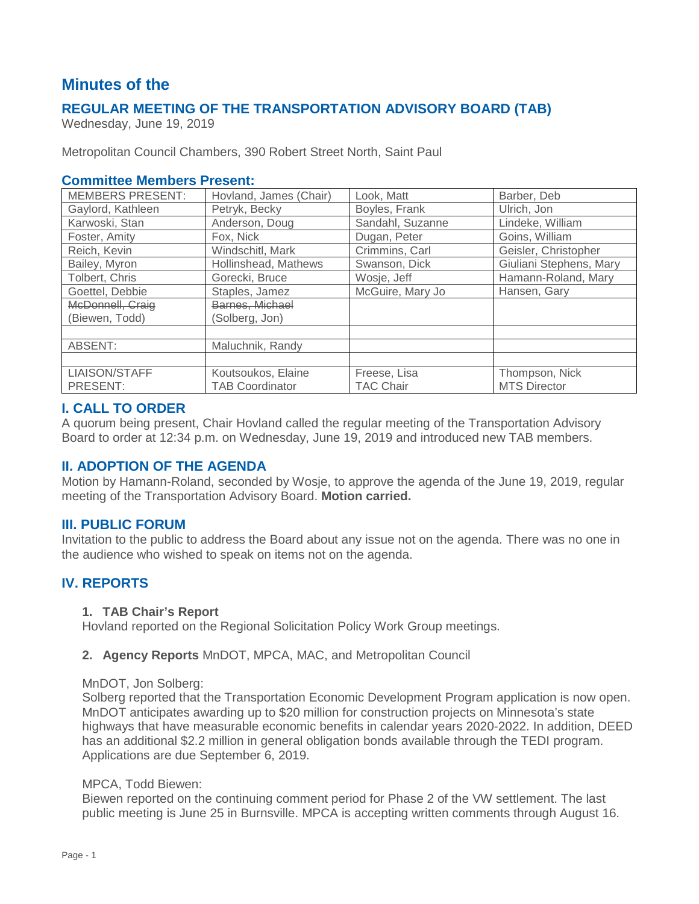# Minutes of the

## REGULAR MEETING OF THE TRANSPORTATION ADVISORY BOARD (TAB)

Wednesday, June 19, 2019

Metropolitan Council Chambers, 390 Robert Street North, Saint Paul

### Committee Members Present:

| MEMBERS PRESENT: | Hovland, James (Chair) | Look, Matt | Barber, Deb |
|---|---|---|---|
| Gaylord, Kathleen | Petryk, Becky | Boyles, Frank | Ulrich, Jon |
| Karwoski, Stan | Anderson, Doug | Sandahl, Suzanne | Lindeke, William |
| Foster, Amity | Fox, Nick | Dugan, Peter | Goins, William |
| Reich, Kevin | Windschitl, Mark | Crimmins, Carl | Geisler, Christopher |
| Bailey, Myron | Hollinshead, Mathews | Swanson, Dick | Giuliani Stephens, Mary |
| Tolbert, Chris | Gorecki, Bruce | Wosje, Jeff | Hamann-Roland, Mary |
| Goettel, Debbie | Staples, Jamez | McGuire, Mary Jo | Hansen, Gary |
| ~~McDonnell, Craig~~ (Biewen, Todd) | ~~Barnes, Michael~~ (Solberg, Jon) | | |
| | | | |
| ABSENT: | Maluchnik, Randy | | |
| | | | |
| LIAISON/STAFF PRESENT: | Koutsoukos, Elaine TAB Coordinator | Freese, Lisa TAC Chair | Thompson, Nick MTS Director |

### I. CALL TO ORDER

A quorum being present, Chair Hovland called the regular meeting of the Transportation Advisory Board to order at 12:34 p.m. on Wednesday, June 19, 2019 and introduced new TAB members.

### II. ADOPTION OF THE AGENDA

Motion by Hamann-Roland, seconded by Wosje, to approve the agenda of the June 19, 2019, regular meeting of the Transportation Advisory Board. **Motion carried.**

### III. PUBLIC FORUM

Invitation to the public to address the Board about any issue not on the agenda. There was no one in the audience who wished to speak on items not on the agenda.

### IV. REPORTS

1. **TAB Chair's Report**

   Hovland reported on the Regional Solicitation Policy Work Group meetings.

2. **Agency Reports** MnDOT, MPCA, MAC, and Metropolitan Council

   MnDOT, Jon Solberg:

   Solberg reported that the Transportation Economic Development Program application is now open. MnDOT anticipates awarding up to $20 million for construction projects on Minnesota's state highways that have measurable economic benefits in calendar years 2020-2022. In addition, DEED has an additional $2.2 million in general obligation bonds available through the TEDI program. Applications are due September 6, 2019.

   MPCA, Todd Biewen:

   Biewen reported on the continuing comment period for Phase 2 of the VW settlement. The last public meeting is June 25 in Burnsville. MPCA is accepting written comments through August 16.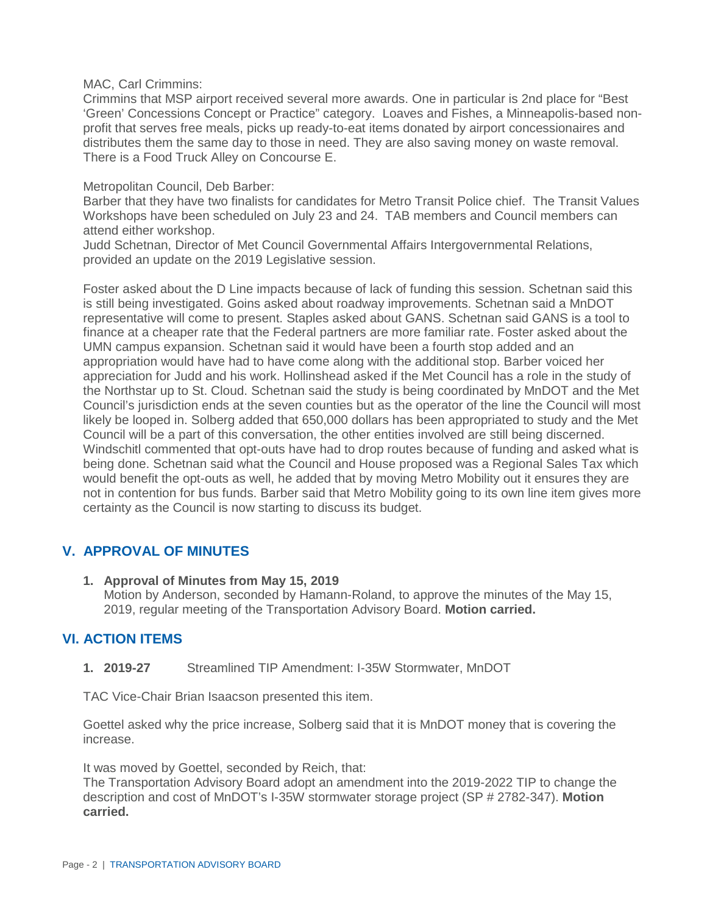MAC, Carl Crimmins:
Crimmins that MSP airport received several more awards. One in particular is 2nd place for "Best 'Green' Concessions Concept or Practice" category. Loaves and Fishes, a Minneapolis-based non-profit that serves free meals, picks up ready-to-eat items donated by airport concessionaires and distributes them the same day to those in need. They are also saving money on waste removal. There is a Food Truck Alley on Concourse E.

Metropolitan Council, Deb Barber:
Barber that they have two finalists for candidates for Metro Transit Police chief. The Transit Values Workshops have been scheduled on July 23 and 24. TAB members and Council members can attend either workshop.
Judd Schetnan, Director of Met Council Governmental Affairs Intergovernmental Relations, provided an update on the 2019 Legislative session.

Foster asked about the D Line impacts because of lack of funding this session. Schetnan said this is still being investigated. Goins asked about roadway improvements. Schetnan said a MnDOT representative will come to present. Staples asked about GANS. Schetnan said GANS is a tool to finance at a cheaper rate that the Federal partners are more familiar rate. Foster asked about the UMN campus expansion. Schetnan said it would have been a fourth stop added and an appropriation would have had to have come along with the additional stop. Barber voiced her appreciation for Judd and his work. Hollinshead asked if the Met Council has a role in the study of the Northstar up to St. Cloud. Schetnan said the study is being coordinated by MnDOT and the Met Council's jurisdiction ends at the seven counties but as the operator of the line the Council will most likely be looped in. Solberg added that 650,000 dollars has been appropriated to study and the Met Council will be a part of this conversation, the other entities involved are still being discerned. Windschitl commented that opt-outs have had to drop routes because of funding and asked what is being done. Schetnan said what the Council and House proposed was a Regional Sales Tax which would benefit the opt-outs as well, he added that by moving Metro Mobility out it ensures they are not in contention for bus funds. Barber said that Metro Mobility going to its own line item gives more certainty as the Council is now starting to discuss its budget.

## V. APPROVAL OF MINUTES

**1. Approval of Minutes from May 15, 2019**
Motion by Anderson, seconded by Hamann-Roland, to approve the minutes of the May 15, 2019, regular meeting of the Transportation Advisory Board. **Motion carried.**

## VI. ACTION ITEMS

**1. 2019-27** Streamlined TIP Amendment: I-35W Stormwater, MnDOT

TAC Vice-Chair Brian Isaacson presented this item.

Goettel asked why the price increase, Solberg said that it is MnDOT money that is covering the increase.

It was moved by Goettel, seconded by Reich, that:
The Transportation Advisory Board adopt an amendment into the 2019-2022 TIP to change the description and cost of MnDOT's I-35W stormwater storage project (SP # 2782-347). **Motion carried.**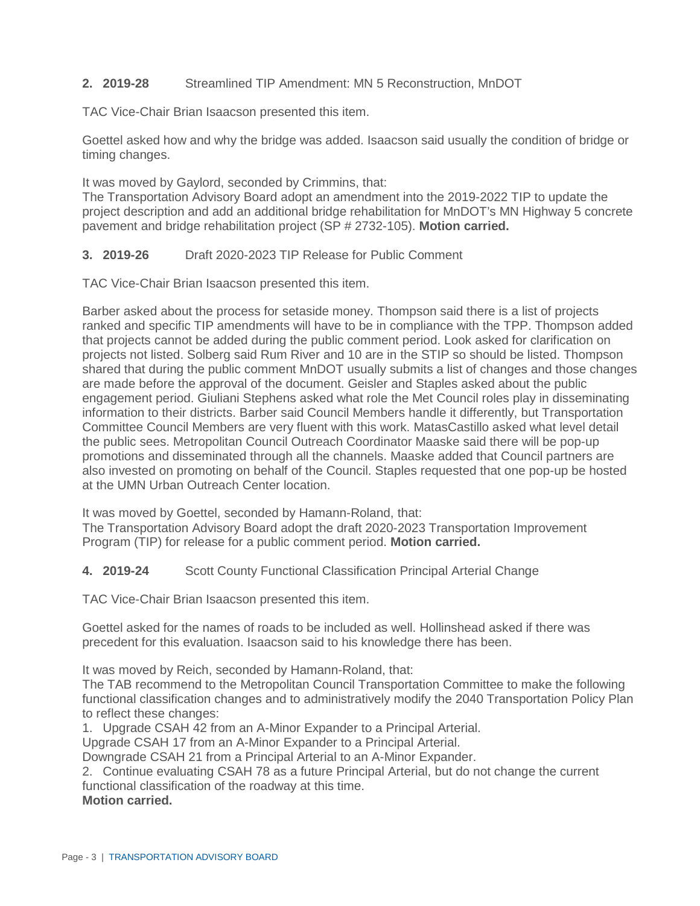**2. 2019-28** Streamlined TIP Amendment: MN 5 Reconstruction, MnDOT

TAC Vice-Chair Brian Isaacson presented this item.

Goettel asked how and why the bridge was added. Isaacson said usually the condition of bridge or timing changes.

It was moved by Gaylord, seconded by Crimmins, that:
The Transportation Advisory Board adopt an amendment into the 2019-2022 TIP to update the project description and add an additional bridge rehabilitation for MnDOT's MN Highway 5 concrete pavement and bridge rehabilitation project (SP # 2732-105). **Motion carried.**

**3. 2019-26** Draft 2020-2023 TIP Release for Public Comment

TAC Vice-Chair Brian Isaacson presented this item.

Barber asked about the process for setaside money. Thompson said there is a list of projects ranked and specific TIP amendments will have to be in compliance with the TPP. Thompson added that projects cannot be added during the public comment period. Look asked for clarification on projects not listed. Solberg said Rum River and 10 are in the STIP so should be listed. Thompson shared that during the public comment MnDOT usually submits a list of changes and those changes are made before the approval of the document. Geisler and Staples asked about the public engagement period. Giuliani Stephens asked what role the Met Council roles play in disseminating information to their districts. Barber said Council Members handle it differently, but Transportation Committee Council Members are very fluent with this work. MatasCastillo asked what level detail the public sees. Metropolitan Council Outreach Coordinator Maaske said there will be pop-up promotions and disseminated through all the channels. Maaske added that Council partners are also invested on promoting on behalf of the Council. Staples requested that one pop-up be hosted at the UMN Urban Outreach Center location.

It was moved by Goettel, seconded by Hamann-Roland, that:
The Transportation Advisory Board adopt the draft 2020-2023 Transportation Improvement Program (TIP) for release for a public comment period. **Motion carried.**

**4. 2019-24** Scott County Functional Classification Principal Arterial Change

TAC Vice-Chair Brian Isaacson presented this item.

Goettel asked for the names of roads to be included as well. Hollinshead asked if there was precedent for this evaluation. Isaacson said to his knowledge there has been.

It was moved by Reich, seconded by Hamann-Roland, that:
The TAB recommend to the Metropolitan Council Transportation Committee to make the following functional classification changes and to administratively modify the 2040 Transportation Policy Plan to reflect these changes:

1. Upgrade CSAH 42 from an A-Minor Expander to a Principal Arterial.
   Upgrade CSAH 17 from an A-Minor Expander to a Principal Arterial.
   Downgrade CSAH 21 from a Principal Arterial to an A-Minor Expander.
2. Continue evaluating CSAH 78 as a future Principal Arterial, but do not change the current functional classification of the roadway at this time.

**Motion carried.**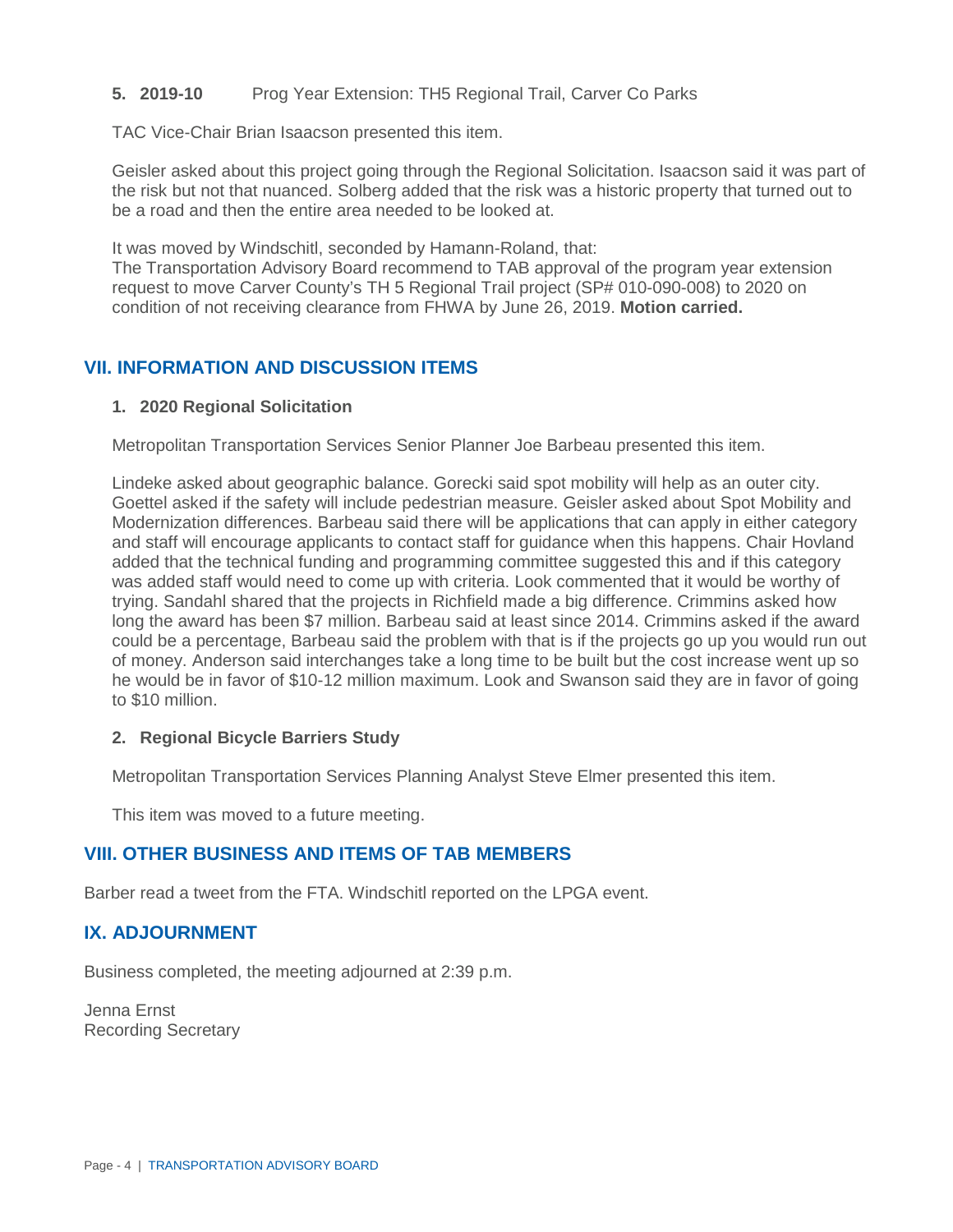**5. 2019-10** Prog Year Extension: TH5 Regional Trail, Carver Co Parks

TAC Vice-Chair Brian Isaacson presented this item.

Geisler asked about this project going through the Regional Solicitation. Isaacson said it was part of the risk but not that nuanced. Solberg added that the risk was a historic property that turned out to be a road and then the entire area needed to be looked at.

It was moved by Windschitl, seconded by Hamann-Roland, that:
The Transportation Advisory Board recommend to TAB approval of the program year extension request to move Carver County's TH 5 Regional Trail project (SP# 010-090-008) to 2020 on condition of not receiving clearance from FHWA by June 26, 2019. **Motion carried.**

## VII. INFORMATION AND DISCUSSION ITEMS

**1. 2020 Regional Solicitation**

Metropolitan Transportation Services Senior Planner Joe Barbeau presented this item.

Lindeke asked about geographic balance. Gorecki said spot mobility will help as an outer city. Goettel asked if the safety will include pedestrian measure. Geisler asked about Spot Mobility and Modernization differences. Barbeau said there will be applications that can apply in either category and staff will encourage applicants to contact staff for guidance when this happens. Chair Hovland added that the technical funding and programming committee suggested this and if this category was added staff would need to come up with criteria. Look commented that it would be worthy of trying. Sandahl shared that the projects in Richfield made a big difference. Crimmins asked how long the award has been $7 million. Barbeau said at least since 2014. Crimmins asked if the award could be a percentage, Barbeau said the problem with that is if the projects go up you would run out of money. Anderson said interchanges take a long time to be built but the cost increase went up so he would be in favor of $10-12 million maximum. Look and Swanson said they are in favor of going to $10 million.

**2. Regional Bicycle Barriers Study**

Metropolitan Transportation Services Planning Analyst Steve Elmer presented this item.

This item was moved to a future meeting.

## VIII. OTHER BUSINESS AND ITEMS OF TAB MEMBERS

Barber read a tweet from the FTA. Windschitl reported on the LPGA event.

## IX. ADJOURNMENT

Business completed, the meeting adjourned at 2:39 p.m.

Jenna Ernst
Recording Secretary